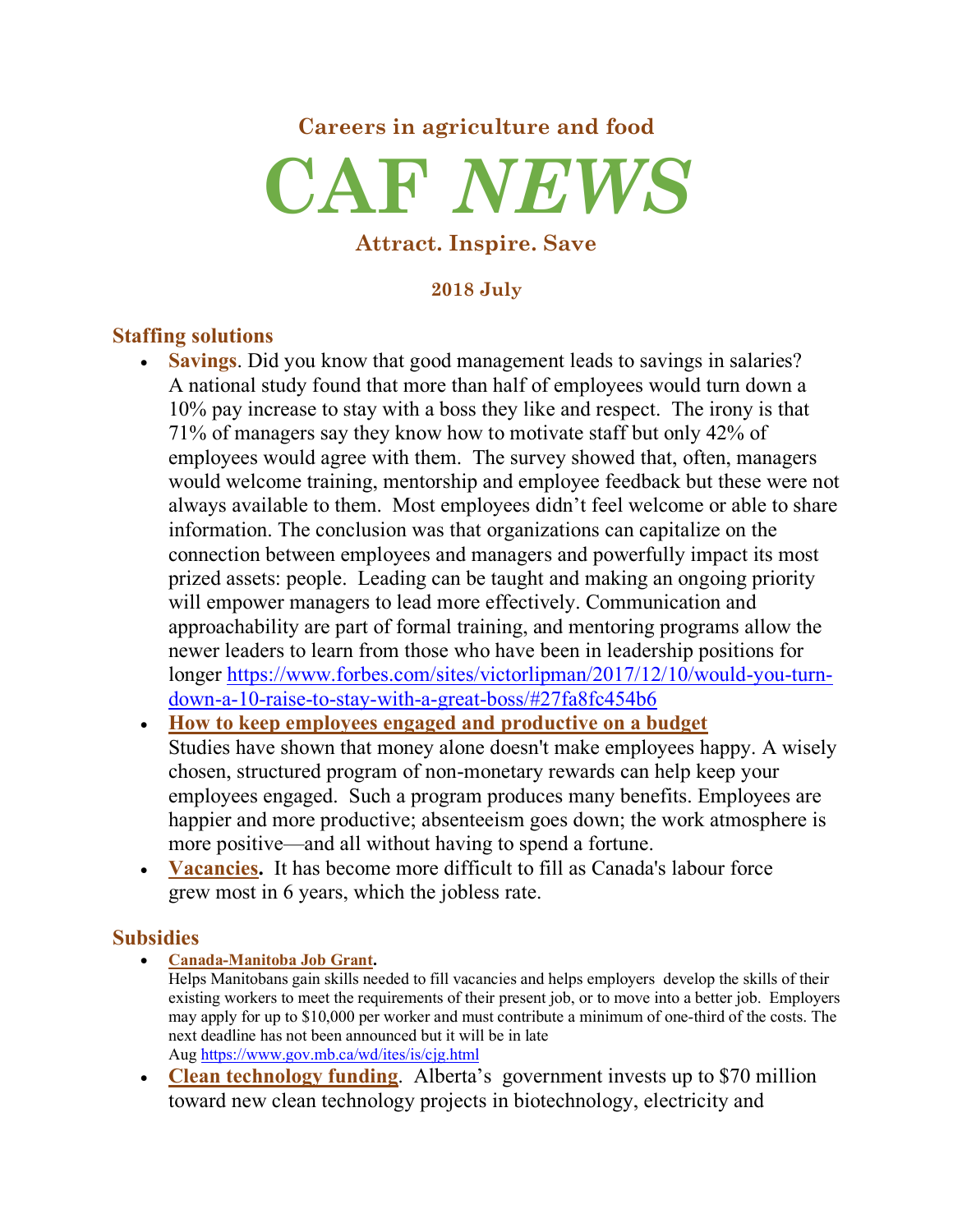### Careers in agriculture and food

# CAF *NEWS*

### Attract. Inspire. Save

**2018 July**

## Staffing solutions

- **Savings**. Did you know that good management leads to savings in salaries? A national study found that more than half of employees would turn down a 10% pay increase to stay with a boss they like and respect. The irony is that 71% of managers say they know how to motivate staff but only 42% of employees would agree with them. The survey showed that, often, managers would welcome training, mentorship and employee feedback but these were not always available to them. Most employees didn't feel welcome or able to share information. The conclusion was that organizations can capitalize on the connection between employees and managers and powerfully impact its most prized assets: people. Leading can be taught and making an ongoing priority will empower managers to lead more effectively. Communication and approachability are part of formal training, and mentoring programs allow the newer leaders to learn from those who have been in leadership positions for longer https://www.forbes.com/sites/victorlipman/2017/12/10/would-you-turn-down-a-10-raise-to-stay-with-a-great-boss/#27fa8fc454b6
- **How to keep employees engaged and productive on a budget**
  Studies have shown that money alone doesn't make employees happy. A wisely chosen, structured program of non-monetary rewards can help keep your employees engaged. Such a program produces many benefits. Employees are happier and more productive; absenteeism goes down; the work atmosphere is more positive—and all without having to spend a fortune.
- **Vacancies.** It has become more difficult to fill as Canada's labour force grew most in 6 years, which the jobless rate.

## Subsidies

- **Canada-Manitoba Job Grant.**
  Helps Manitobans gain skills needed to fill vacancies and helps employers develop the skills of their existing workers to meet the requirements of their present job, or to move into a better job. Employers may apply for up to $10,000 per worker and must contribute a minimum of one-third of the costs. The next deadline has not been announced but it will be in late Aug https://www.gov.mb.ca/wd/ites/is/cjg.html
- **Clean technology funding**. Alberta's government invests up to $70 million toward new clean technology projects in biotechnology, electricity and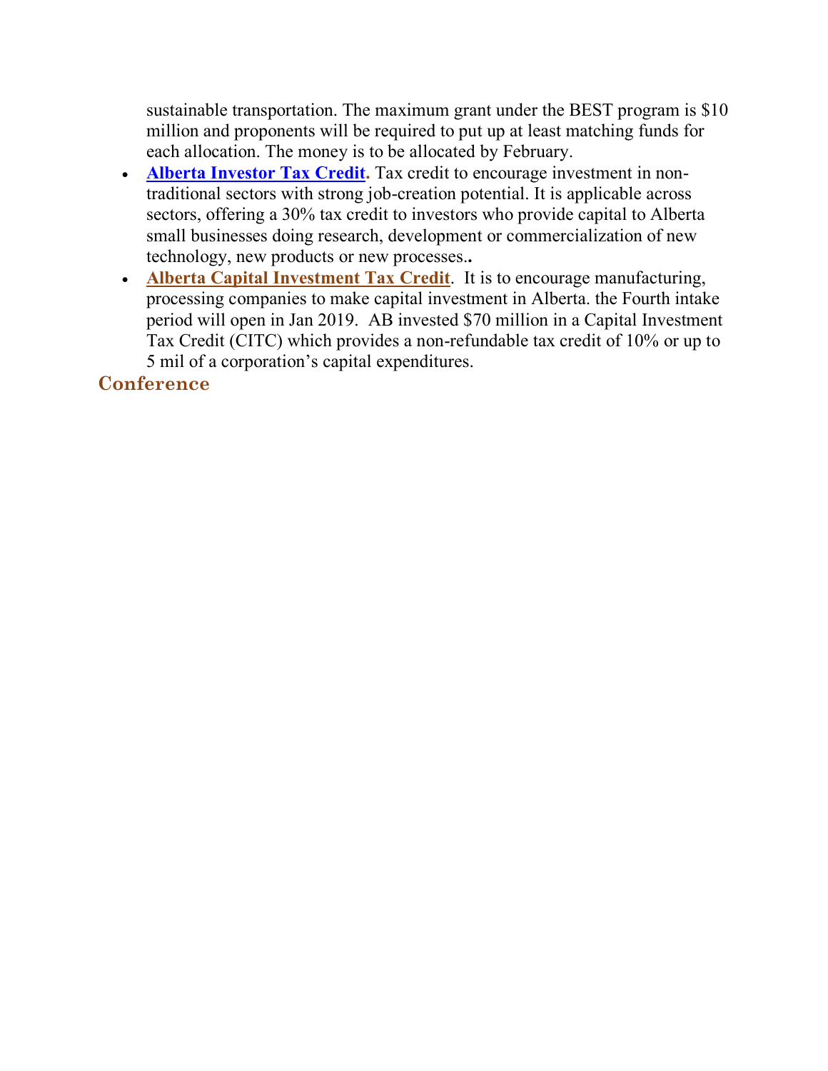sustainable transportation. The maximum grant under the BEST program is $10 million and proponents will be required to put up at least matching funds for each allocation. The money is to be allocated by February.

- **Alberta Investor Tax Credit.** Tax credit to encourage investment in non-traditional sectors with strong job-creation potential. It is applicable across sectors, offering a 30% tax credit to investors who provide capital to Alberta small businesses doing research, development or commercialization of new technology, new products or new processes..
- **Alberta Capital Investment Tax Credit**. It is to encourage manufacturing, processing companies to make capital investment in Alberta. the Fourth intake period will open in Jan 2019. AB invested $70 million in a Capital Investment Tax Credit (CITC) which provides a non-refundable tax credit of 10% or up to 5 mil of a corporation's capital expenditures.

## Conference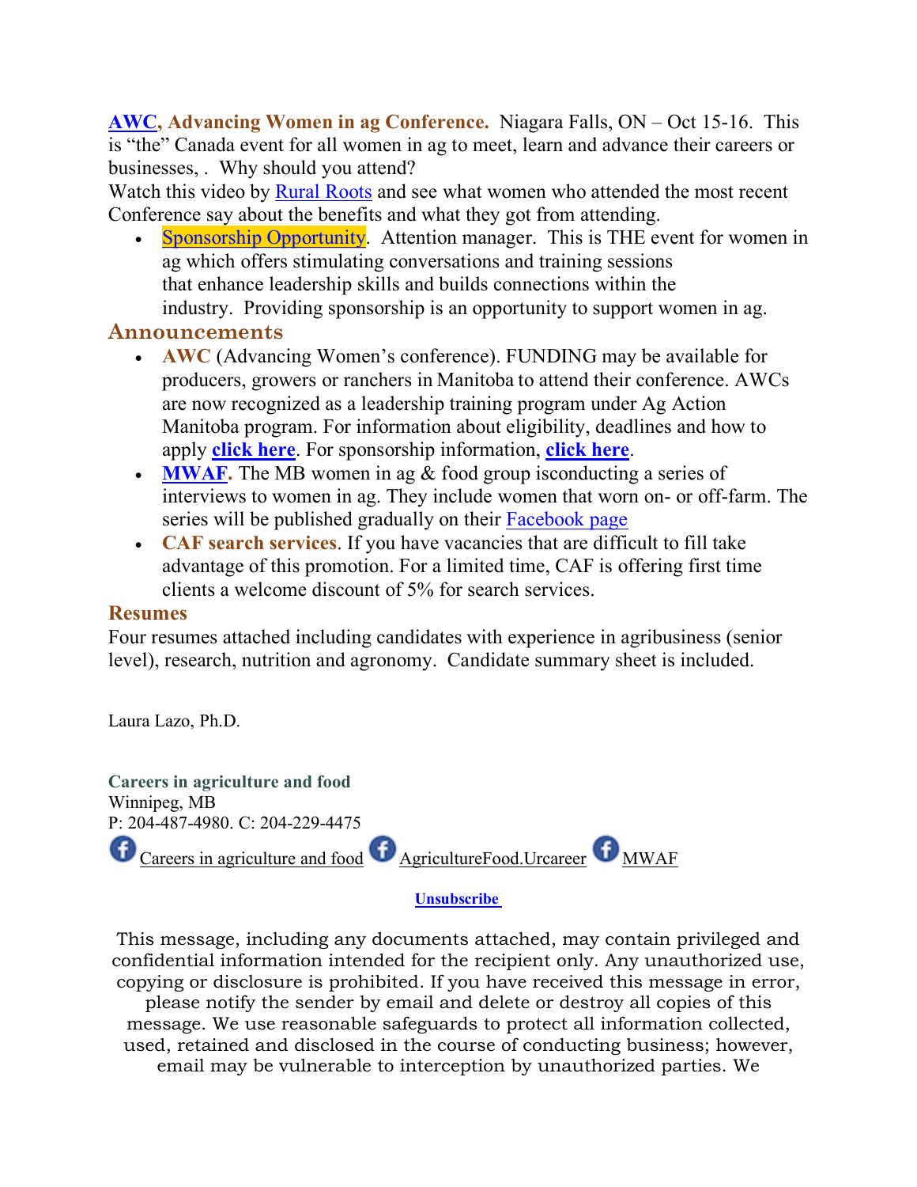**AWC, Advancing Women in ag Conference.** Niagara Falls, ON – Oct 15-16. This is "the" Canada event for all women in ag to meet, learn and advance their careers or businesses, . Why should you attend?
Watch this video by Rural Roots and see what women who attended the most recent Conference say about the benefits and what they got from attending.

- Sponsorship Opportunity. Attention manager. This is THE event for women in ag which offers stimulating conversations and training sessions that enhance leadership skills and builds connections within the industry. Providing sponsorship is an opportunity to support women in ag.

## Announcements

- **AWC** (Advancing Women's conference). FUNDING may be available for producers, growers or ranchers in Manitoba to attend their conference. AWCs are now recognized as a leadership training program under Ag Action Manitoba program. For information about eligibility, deadlines and how to apply **click here**. For sponsorship information, **click here**.
- **MWAF.** The MB women in ag & food group isconducting a series of interviews to women in ag. They include women that worn on- or off-farm. The series will be published gradually on their Facebook page
- **CAF search services**. If you have vacancies that are difficult to fill take advantage of this promotion. For a limited time, CAF is offering first time clients a welcome discount of 5% for search services.

## Resumes

Four resumes attached including candidates with experience in agribusiness (senior level), research, nutrition and agronomy. Candidate summary sheet is included.

Laura Lazo, Ph.D.

**Careers in agriculture and food**
Winnipeg, MB
P: 204-487-4980. C: 204-229-4475

Careers in agriculture and food AgricultureFood.Urcareer MWAF

**Unsubscribe**

This message, including any documents attached, may contain privileged and confidential information intended for the recipient only. Any unauthorized use, copying or disclosure is prohibited. If you have received this message in error, please notify the sender by email and delete or destroy all copies of this message. We use reasonable safeguards to protect all information collected, used, retained and disclosed in the course of conducting business; however, email may be vulnerable to interception by unauthorized parties. We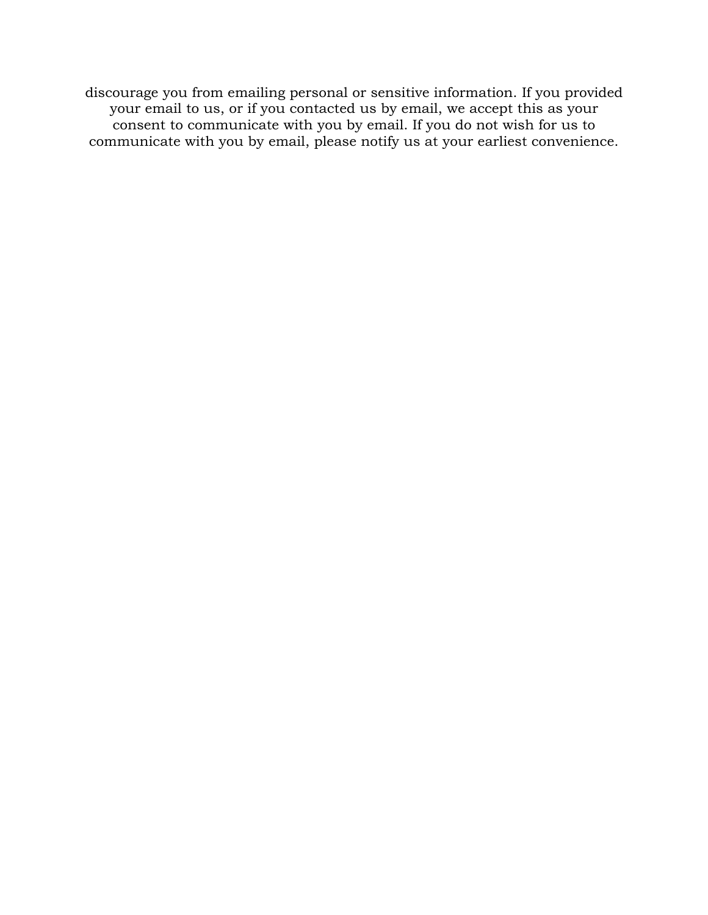discourage you from emailing personal or sensitive information. If you provided your email to us, or if you contacted us by email, we accept this as your consent to communicate with you by email. If you do not wish for us to communicate with you by email, please notify us at your earliest convenience.